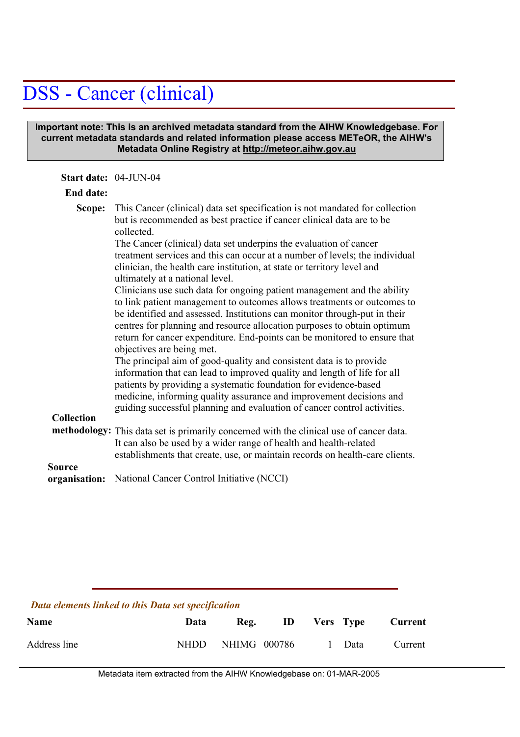# DSS - Cancer (clinical)

**Important note: This is an archived metadata standard from the AIHW Knowledgebase. For current metadata standards and related information please access METeOR, the AIHW's Metadata Online Registry at http://meteor.aihw.gov.au**

**Start date:** 04-JUN-04

**End date:**

**Scope:** This Cancer (clinical) data set specification is not mandated for collection but is recommended as best practice if cancer clinical data are to be collected.
The Cancer (clinical) data set underpins the evaluation of cancer treatment services and this can occur at a number of levels; the individual clinician, the health care institution, at state or territory level and ultimately at a national level.
Clinicians use such data for ongoing patient management and the ability to link patient management to outcomes allows treatments or outcomes to be identified and assessed. Institutions can monitor through-put in their centres for planning and resource allocation purposes to obtain optimum return for cancer expenditure. End-points can be monitored to ensure that objectives are being met.
The principal aim of good-quality and consistent data is to provide information that can lead to improved quality and length of life for all patients by providing a systematic foundation for evidence-based medicine, informing quality assurance and improvement decisions and guiding successful planning and evaluation of cancer control activities.

**Collection methodology:** This data set is primarily concerned with the clinical use of cancer data. It can also be used by a wider range of health and health-related establishments that create, use, or maintain records on health-care clients.

**Source organisation:** National Cancer Control Initiative (NCCI)

*Data elements linked to this Data set specification*

| Name | Data | Reg. | ID | Vers | Type | Current |
|---|---|---|---|---|---|---|
| Address line | NHDD | NHIMG | 000786 | 1 | Data | Current |

Metadata item extracted from the AIHW Knowledgebase on: 01-MAR-2005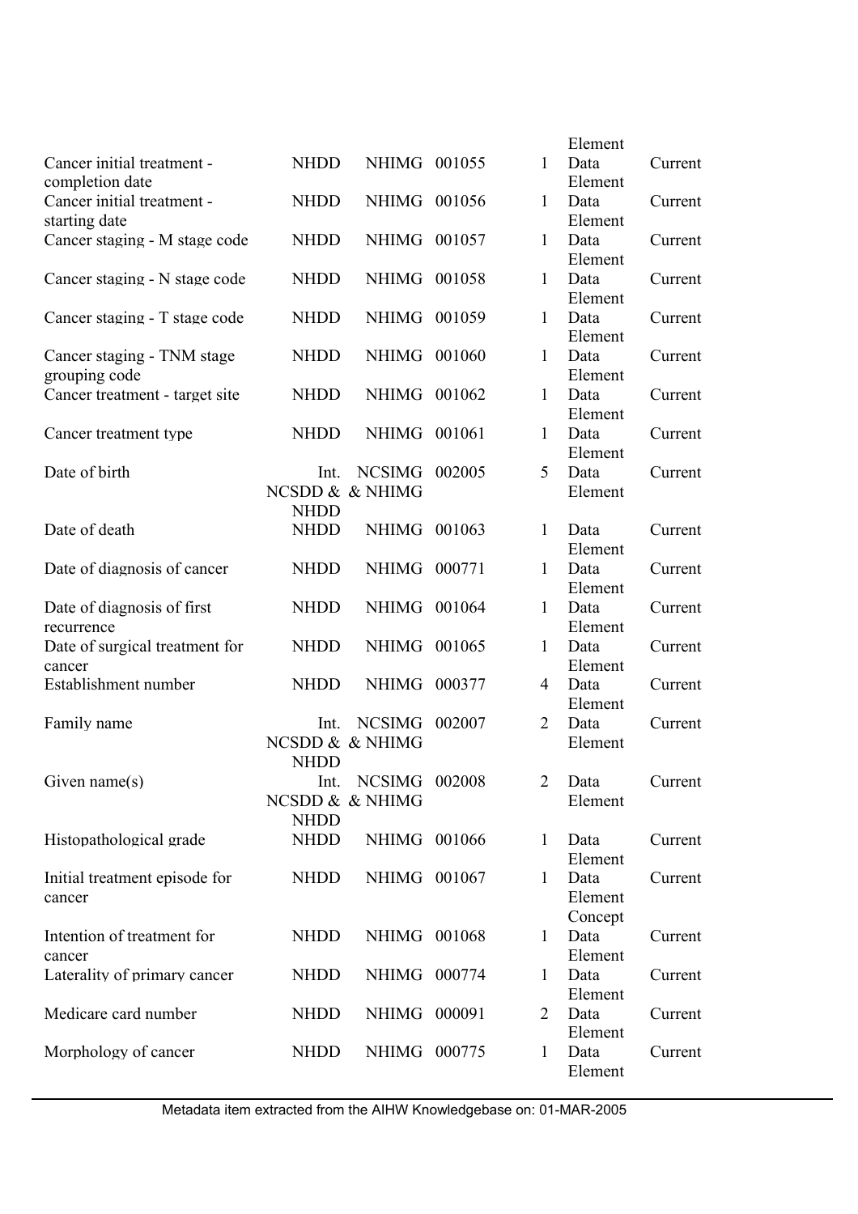| | | | | | | |
|---|---|---|---|---|---|---|
| | | | | | Element | |
| Cancer initial treatment - completion date | NHDD | NHIMG | 001055 | 1 | Data Element | Current |
| Cancer initial treatment - starting date | NHDD | NHIMG | 001056 | 1 | Data Element | Current |
| Cancer staging - M stage code | NHDD | NHIMG | 001057 | 1 | Data Element | Current |
| Cancer staging - N stage code | NHDD | NHIMG | 001058 | 1 | Data Element | Current |
| Cancer staging - T stage code | NHDD | NHIMG | 001059 | 1 | Data Element | Current |
| Cancer staging - TNM stage grouping code | NHDD | NHIMG | 001060 | 1 | Data Element | Current |
| Cancer treatment - target site | NHDD | NHIMG | 001062 | 1 | Data Element | Current |
| Cancer treatment type | NHDD | NHIMG | 001061 | 1 | Data Element | Current |
| Date of birth | Int. NCSDD & NHDD | NCSIMG & NHIMG | 002005 | 5 | Data Element | Current |
| Date of death | NHDD | NHIMG | 001063 | 1 | Data Element | Current |
| Date of diagnosis of cancer | NHDD | NHIMG | 000771 | 1 | Data Element | Current |
| Date of diagnosis of first recurrence | NHDD | NHIMG | 001064 | 1 | Data Element | Current |
| Date of surgical treatment for cancer | NHDD | NHIMG | 001065 | 1 | Data Element | Current |
| Establishment number | NHDD | NHIMG | 000377 | 4 | Data Element | Current |
| Family name | Int. NCSDD & NHDD | NCSIMG & NHIMG | 002007 | 2 | Data Element | Current |
| Given name(s) | Int. NCSDD & NHDD | NCSIMG & NHIMG | 002008 | 2 | Data Element | Current |
| Histopathological grade | NHDD | NHIMG | 001066 | 1 | Data Element | Current |
| Initial treatment episode for cancer | NHDD | NHIMG | 001067 | 1 | Data Element Concept | Current |
| Intention of treatment for cancer | NHDD | NHIMG | 001068 | 1 | Data Element | Current |
| Laterality of primary cancer | NHDD | NHIMG | 000774 | 1 | Data Element | Current |
| Medicare card number | NHDD | NHIMG | 000091 | 2 | Data Element | Current |
| Morphology of cancer | NHDD | NHIMG | 000775 | 1 | Data Element | Current |

Metadata item extracted from the AIHW Knowledgebase on: 01-MAR-2005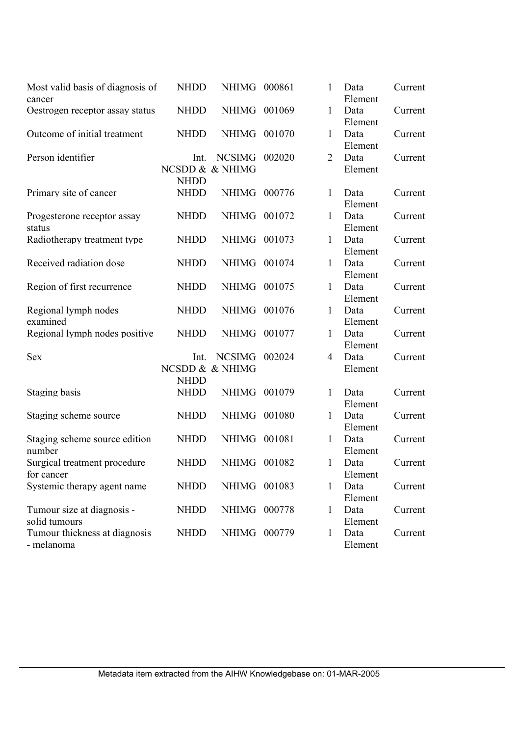| | | | | | | |
|---|---|---|---|---|---|---|
| Most valid basis of diagnosis of cancer | NHDD | NHIMG | 000861 | 1 | Data Element | Current |
| Oestrogen receptor assay status | NHDD | NHIMG | 001069 | 1 | Data Element | Current |
| Outcome of initial treatment | NHDD | NHIMG | 001070 | 1 | Data Element | Current |
| Person identifier | Int. NCSDD & NHDD | NCSIMG & NHIMG | 002020 | 2 | Data Element | Current |
| Primary site of cancer | NHDD | NHIMG | 000776 | 1 | Data Element | Current |
| Progesterone receptor assay status | NHDD | NHIMG | 001072 | 1 | Data Element | Current |
| Radiotherapy treatment type | NHDD | NHIMG | 001073 | 1 | Data Element | Current |
| Received radiation dose | NHDD | NHIMG | 001074 | 1 | Data Element | Current |
| Region of first recurrence | NHDD | NHIMG | 001075 | 1 | Data Element | Current |
| Regional lymph nodes examined | NHDD | NHIMG | 001076 | 1 | Data Element | Current |
| Regional lymph nodes positive | NHDD | NHIMG | 001077 | 1 | Data Element | Current |
| Sex | Int. NCSDD & NHDD | NCSIMG & NHIMG | 002024 | 4 | Data Element | Current |
| Staging basis | NHDD | NHIMG | 001079 | 1 | Data Element | Current |
| Staging scheme source | NHDD | NHIMG | 001080 | 1 | Data Element | Current |
| Staging scheme source edition number | NHDD | NHIMG | 001081 | 1 | Data Element | Current |
| Surgical treatment procedure for cancer | NHDD | NHIMG | 001082 | 1 | Data Element | Current |
| Systemic therapy agent name | NHDD | NHIMG | 001083 | 1 | Data Element | Current |
| Tumour size at diagnosis - solid tumours | NHDD | NHIMG | 000778 | 1 | Data Element | Current |
| Tumour thickness at diagnosis - melanoma | NHDD | NHIMG | 000779 | 1 | Data Element | Current |

Metadata item extracted from the AIHW Knowledgebase on: 01-MAR-2005